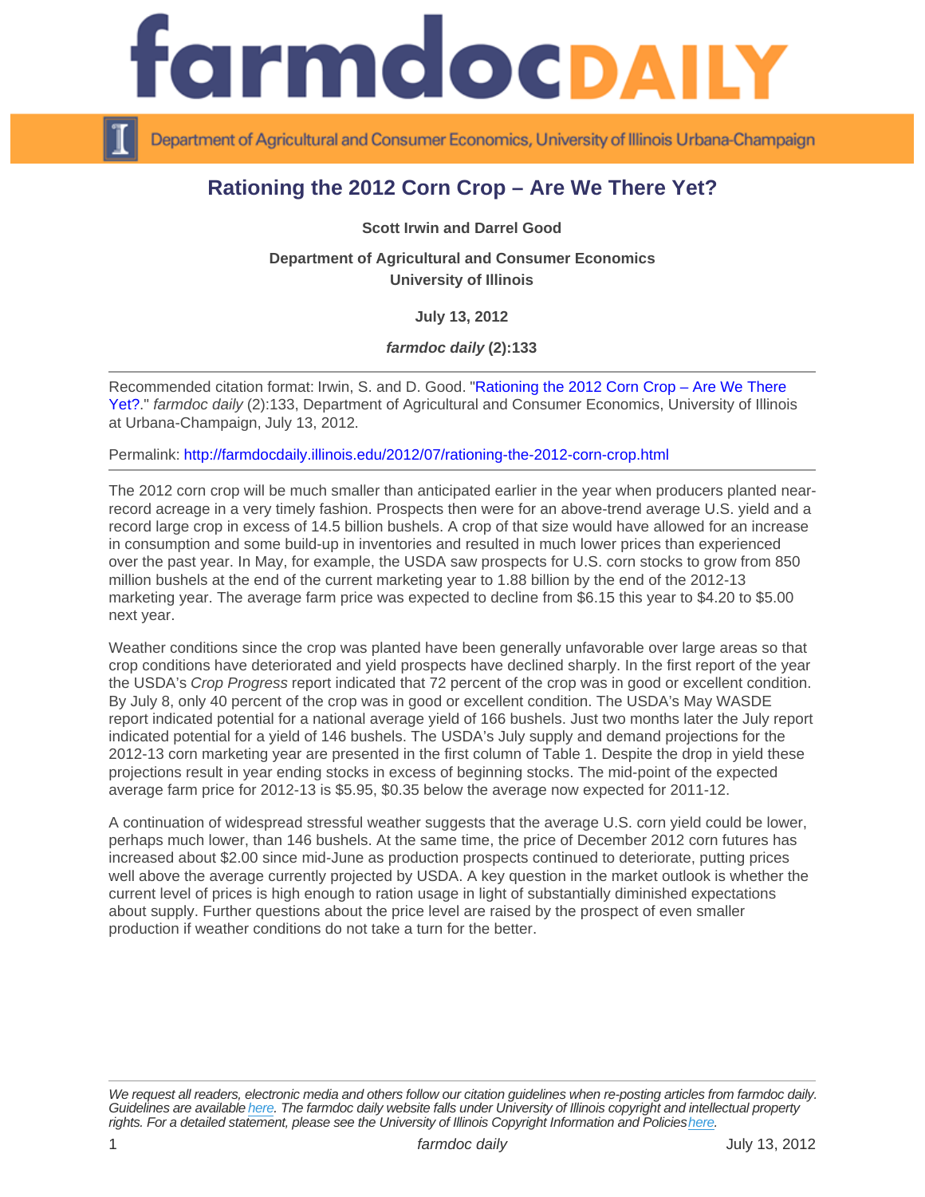# Rationing the 2012 Corn Crop – Are We There Yet?

**Scott Irwin and Darrel Good**

**Department of Agricultural and Consumer Economics**
**University of Illinois**

**July 13, 2012**

***farmdoc daily* (2):133**

---

Recommended citation format: Irwin, S. and D. Good. "Rationing the 2012 Corn Crop – Are We There Yet?." *farmdoc daily* (2):133, Department of Agricultural and Consumer Economics, University of Illinois at Urbana-Champaign, July 13, 2012.

Permalink: http://farmdocdaily.illinois.edu/2012/07/rationing-the-2012-corn-crop.html

---

The 2012 corn crop will be much smaller than anticipated earlier in the year when producers planted near-record acreage in a very timely fashion. Prospects then were for an above-trend average U.S. yield and a record large crop in excess of 14.5 billion bushels. A crop of that size would have allowed for an increase in consumption and some build-up in inventories and resulted in much lower prices than experienced over the past year. In May, for example, the USDA saw prospects for U.S. corn stocks to grow from 850 million bushels at the end of the current marketing year to 1.88 billion by the end of the 2012-13 marketing year. The average farm price was expected to decline from $6.15 this year to $4.20 to $5.00 next year.

Weather conditions since the crop was planted have been generally unfavorable over large areas so that crop conditions have deteriorated and yield prospects have declined sharply. In the first report of the year the USDA's *Crop Progress* report indicated that 72 percent of the crop was in good or excellent condition. By July 8, only 40 percent of the crop was in good or excellent condition. The USDA's May WASDE report indicated potential for a national average yield of 166 bushels. Just two months later the July report indicated potential for a yield of 146 bushels. The USDA's July supply and demand projections for the 2012-13 corn marketing year are presented in the first column of Table 1. Despite the drop in yield these projections result in year ending stocks in excess of beginning stocks. The mid-point of the expected average farm price for 2012-13 is $5.95, $0.35 below the average now expected for 2011-12.

A continuation of widespread stressful weather suggests that the average U.S. corn yield could be lower, perhaps much lower, than 146 bushels. At the same time, the price of December 2012 corn futures has increased about $2.00 since mid-June as production prospects continued to deteriorate, putting prices well above the average currently projected by USDA. A key question in the market outlook is whether the current level of prices is high enough to ration usage in light of substantially diminished expectations about supply. Further questions about the price level are raised by the prospect of even smaller production if weather conditions do not take a turn for the better.

---

*We request all readers, electronic media and others follow our citation guidelines when re-posting articles from farmdoc daily. Guidelines are available here. The farmdoc daily website falls under University of Illinois copyright and intellectual property rights. For a detailed statement, please see the University of Illinois Copyright Information and Policies here.*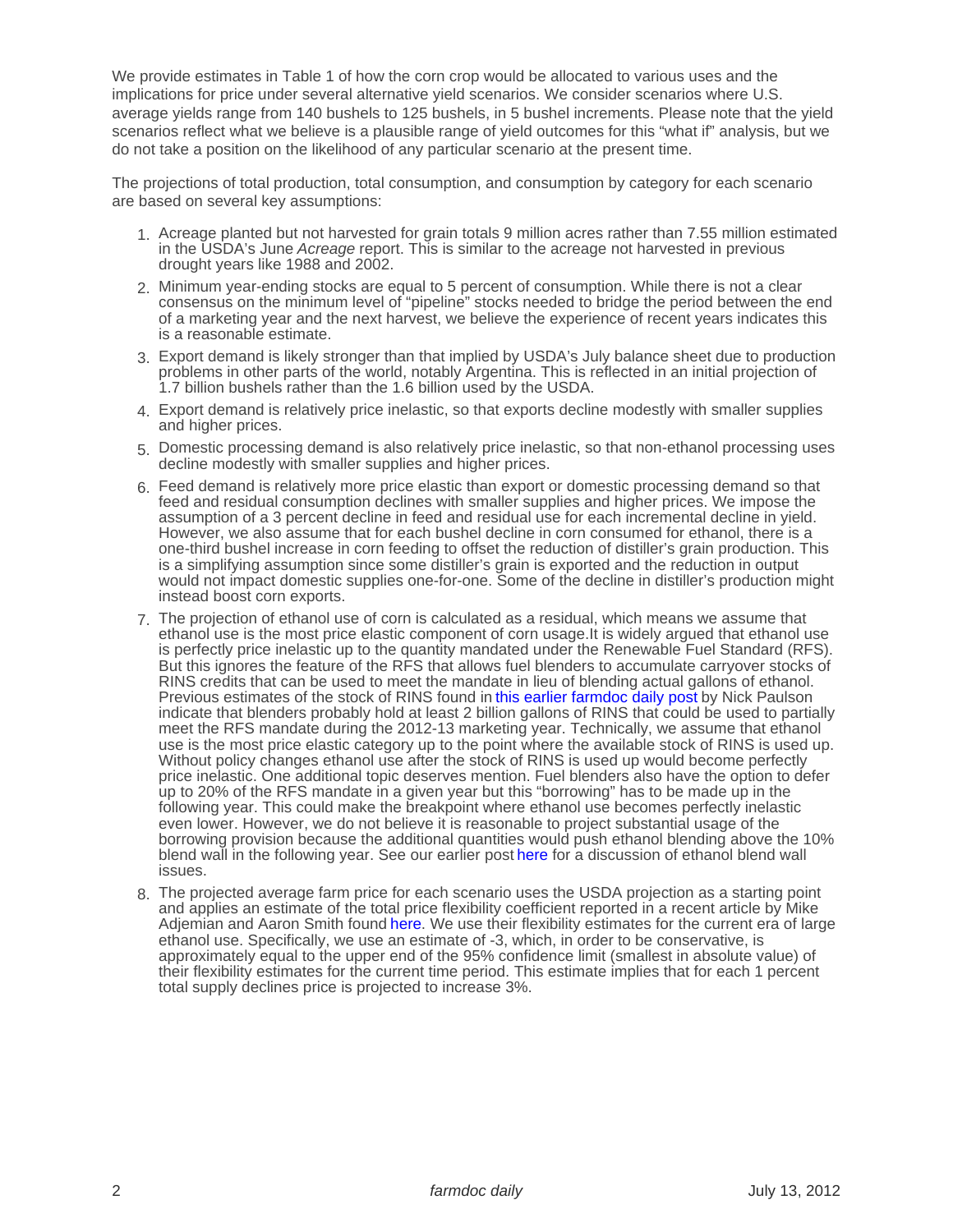We provide estimates in Table 1 of how the corn crop would be allocated to various uses and the implications for price under several alternative yield scenarios. We consider scenarios where U.S. average yields range from 140 bushels to 125 bushels, in 5 bushel increments. Please note that the yield scenarios reflect what we believe is a plausible range of yield outcomes for this "what if" analysis, but we do not take a position on the likelihood of any particular scenario at the present time.

The projections of total production, total consumption, and consumption by category for each scenario are based on several key assumptions:

1. Acreage planted but not harvested for grain totals 9 million acres rather than 7.55 million estimated in the USDA's June *Acreage* report. This is similar to the acreage not harvested in previous drought years like 1988 and 2002.
2. Minimum year-ending stocks are equal to 5 percent of consumption. While there is not a clear consensus on the minimum level of "pipeline" stocks needed to bridge the period between the end of a marketing year and the next harvest, we believe the experience of recent years indicates this is a reasonable estimate.
3. Export demand is likely stronger than that implied by USDA's July balance sheet due to production problems in other parts of the world, notably Argentina. This is reflected in an initial projection of 1.7 billion bushels rather than the 1.6 billion used by the USDA.
4. Export demand is relatively price inelastic, so that exports decline modestly with smaller supplies and higher prices.
5. Domestic processing demand is also relatively price inelastic, so that non-ethanol processing uses decline modestly with smaller supplies and higher prices.
6. Feed demand is relatively more price elastic than export or domestic processing demand so that feed and residual consumption declines with smaller supplies and higher prices. We impose the assumption of a 3 percent decline in feed and residual use for each incremental decline in yield. However, we also assume that for each bushel decline in corn consumed for ethanol, there is a one-third bushel increase in corn feeding to offset the reduction of distiller's grain production. This is a simplifying assumption since some distiller's grain is exported and the reduction in output would not impact domestic supplies one-for-one. Some of the decline in distiller's production might instead boost corn exports.
7. The projection of ethanol use of corn is calculated as a residual, which means we assume that ethanol use is the most price elastic component of corn usage.It is widely argued that ethanol use is perfectly price inelastic up to the quantity mandated under the Renewable Fuel Standard (RFS). But this ignores the feature of the RFS that allows fuel blenders to accumulate carryover stocks of RINS credits that can be used to meet the mandate in lieu of blending actual gallons of ethanol. Previous estimates of the stock of RINS found in this earlier farmdoc daily post by Nick Paulson indicate that blenders probably hold at least 2 billion gallons of RINS that could be used to partially meet the RFS mandate during the 2012-13 marketing year. Technically, we assume that ethanol use is the most price elastic category up to the point where the available stock of RINS is used up. Without policy changes ethanol use after the stock of RINS is used up would become perfectly price inelastic. One additional topic deserves mention. Fuel blenders also have the option to defer up to 20% of the RFS mandate in a given year but this "borrowing" has to be made up in the following year. This could make the breakpoint where ethanol use becomes perfectly inelastic even lower. However, we do not believe it is reasonable to project substantial usage of the borrowing provision because the additional quantities would push ethanol blending above the 10% blend wall in the following year. See our earlier post here for a discussion of ethanol blend wall issues.
8. The projected average farm price for each scenario uses the USDA projection as a starting point and applies an estimate of the total price flexibility coefficient reported in a recent article by Mike Adjemian and Aaron Smith found here. We use their flexibility estimates for the current era of large ethanol use. Specifically, we use an estimate of -3, which, in order to be conservative, is approximately equal to the upper end of the 95% confidence limit (smallest in absolute value) of their flexibility estimates for the current time period. This estimate implies that for each 1 percent total supply declines price is projected to increase 3%.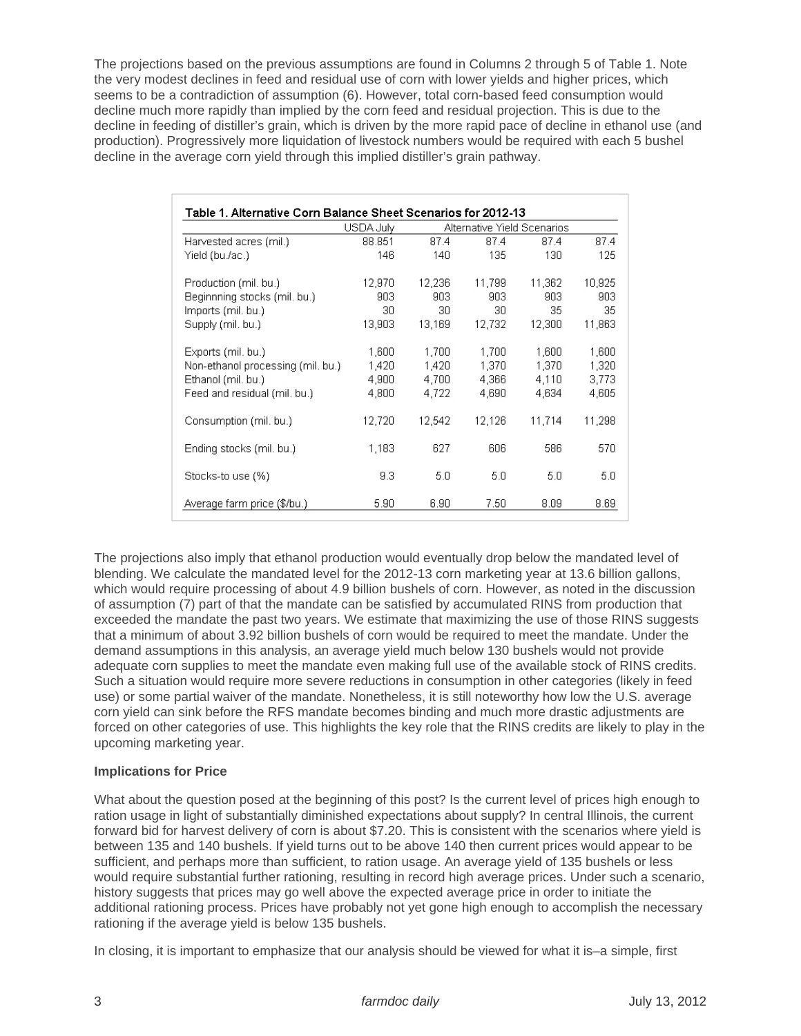The projections based on the previous assumptions are found in Columns 2 through 5 of Table 1. Note the very modest declines in feed and residual use of corn with lower yields and higher prices, which seems to be a contradiction of assumption (6). However, total corn-based feed consumption would decline much more rapidly than implied by the corn feed and residual projection. This is due to the decline in feeding of distiller's grain, which is driven by the more rapid pace of decline in ethanol use (and production). Progressively more liquidation of livestock numbers would be required with each 5 bushel decline in the average corn yield through this implied distiller's grain pathway.

**Table 1. Alternative Corn Balance Sheet Scenarios for 2012-13**

| | USDA July | Alternative Yield Scenarios | | | |
|---|---|---|---|---|---|
| Harvested acres (mil.) | 88.851 | 87.4 | 87.4 | 87.4 | 87.4 |
| Yield (bu./ac.) | 146 | 140 | 135 | 130 | 125 |
| | | | | | |
| Production (mil. bu.) | 12,970 | 12,236 | 11,799 | 11,362 | 10,925 |
| Beginnning stocks (mil. bu.) | 903 | 903 | 903 | 903 | 903 |
| Imports (mil. bu.) | 30 | 30 | 30 | 35 | 35 |
| Supply (mil. bu.) | 13,903 | 13,169 | 12,732 | 12,300 | 11,863 |
| | | | | | |
| Exports (mil. bu.) | 1,600 | 1,700 | 1,700 | 1,600 | 1,600 |
| Non-ethanol processing (mil. bu.) | 1,420 | 1,420 | 1,370 | 1,370 | 1,320 |
| Ethanol (mil. bu.) | 4,900 | 4,700 | 4,366 | 4,110 | 3,773 |
| Feed and residual (mil. bu.) | 4,800 | 4,722 | 4,690 | 4,634 | 4,605 |
| | | | | | |
| Consumption (mil. bu.) | 12,720 | 12,542 | 12,126 | 11,714 | 11,298 |
| | | | | | |
| Ending stocks (mil. bu.) | 1,183 | 627 | 606 | 586 | 570 |
| | | | | | |
| Stocks-to use (%) | 9.3 | 5.0 | 5.0 | 5.0 | 5.0 |
| | | | | | |
| Average farm price ($/bu.) | 5.90 | 6.90 | 7.50 | 8.09 | 8.69 |

The projections also imply that ethanol production would eventually drop below the mandated level of blending. We calculate the mandated level for the 2012-13 corn marketing year at 13.6 billion gallons, which would require processing of about 4.9 billion bushels of corn. However, as noted in the discussion of assumption (7) part of that the mandate can be satisfied by accumulated RINS from production that exceeded the mandate the past two years. We estimate that maximizing the use of those RINS suggests that a minimum of about 3.92 billion bushels of corn would be required to meet the mandate. Under the demand assumptions in this analysis, an average yield much below 130 bushels would not provide adequate corn supplies to meet the mandate even making full use of the available stock of RINS credits. Such a situation would require more severe reductions in consumption in other categories (likely in feed use) or some partial waiver of the mandate. Nonetheless, it is still noteworthy how low the U.S. average corn yield can sink before the RFS mandate becomes binding and much more drastic adjustments are forced on other categories of use. This highlights the key role that the RINS credits are likely to play in the upcoming marketing year.

**Implications for Price**

What about the question posed at the beginning of this post? Is the current level of prices high enough to ration usage in light of substantially diminished expectations about supply? In central Illinois, the current forward bid for harvest delivery of corn is about $7.20. This is consistent with the scenarios where yield is between 135 and 140 bushels. If yield turns out to be above 140 then current prices would appear to be sufficient, and perhaps more than sufficient, to ration usage. An average yield of 135 bushels or less would require substantial further rationing, resulting in record high average prices. Under such a scenario, history suggests that prices may go well above the expected average price in order to initiate the additional rationing process. Prices have probably not yet gone high enough to accomplish the necessary rationing if the average yield is below 135 bushels.

In closing, it is important to emphasize that our analysis should be viewed for what it is–a simple, first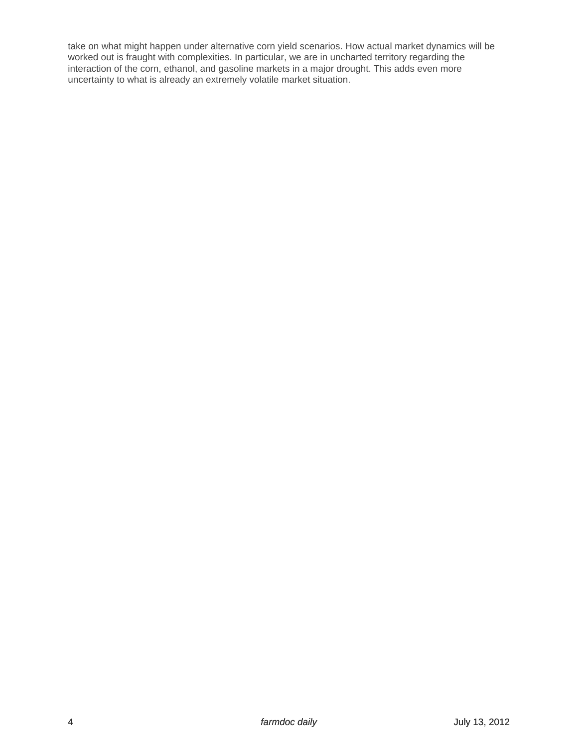take on what might happen under alternative corn yield scenarios. How actual market dynamics will be worked out is fraught with complexities. In particular, we are in uncharted territory regarding the interaction of the corn, ethanol, and gasoline markets in a major drought. This adds even more uncertainty to what is already an extremely volatile market situation.